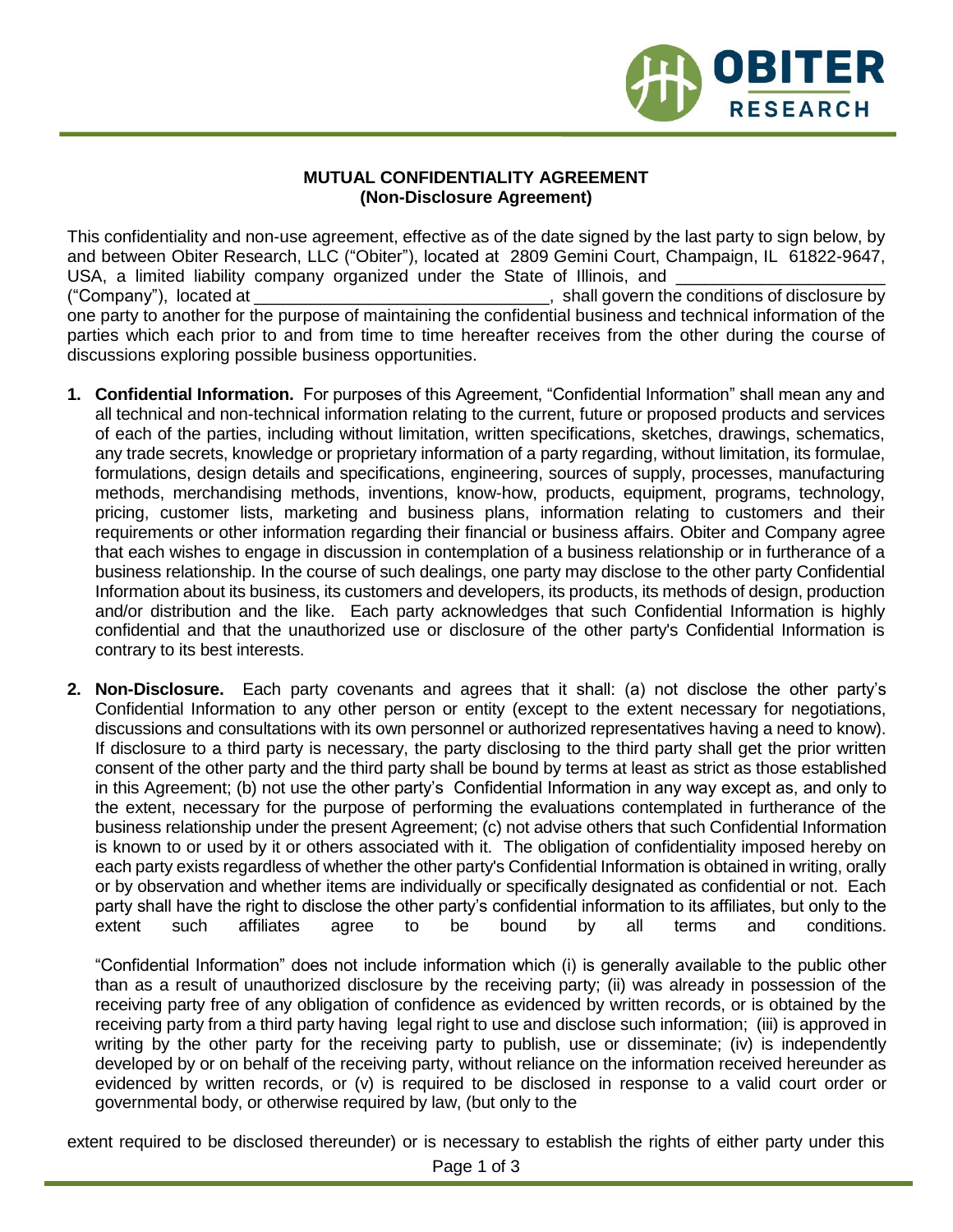## MUTUAL CONFIDENTIALITY AGREEMENT
## (Non-Disclosure Agreement)

This confidentiality and non-use agreement, effective as of the date signed by the last party to sign below, by and between Obiter Research, LLC ("Obiter"), located at 2809 Gemini Court, Champaign, IL 61822-9647, USA, a limited liability company organized under the State of Illinois, and ______________________ ("Company"), located at ______________________________, shall govern the conditions of disclosure by one party to another for the purpose of maintaining the confidential business and technical information of the parties which each prior to and from time to time hereafter receives from the other during the course of discussions exploring possible business opportunities.

1. **Confidential Information.** For purposes of this Agreement, "Confidential Information" shall mean any and all technical and non-technical information relating to the current, future or proposed products and services of each of the parties, including without limitation, written specifications, sketches, drawings, schematics, any trade secrets, knowledge or proprietary information of a party regarding, without limitation, its formulae, formulations, design details and specifications, engineering, sources of supply, processes, manufacturing methods, merchandising methods, inventions, know-how, products, equipment, programs, technology, pricing, customer lists, marketing and business plans, information relating to customers and their requirements or other information regarding their financial or business affairs. Obiter and Company agree that each wishes to engage in discussion in contemplation of a business relationship or in furtherance of a business relationship. In the course of such dealings, one party may disclose to the other party Confidential Information about its business, its customers and developers, its products, its methods of design, production and/or distribution and the like. Each party acknowledges that such Confidential Information is highly confidential and that the unauthorized use or disclosure of the other party's Confidential Information is contrary to its best interests.

2. **Non-Disclosure.** Each party covenants and agrees that it shall: (a) not disclose the other party's Confidential Information to any other person or entity (except to the extent necessary for negotiations, discussions and consultations with its own personnel or authorized representatives having a need to know). If disclosure to a third party is necessary, the party disclosing to the third party shall get the prior written consent of the other party and the third party shall be bound by terms at least as strict as those established in this Agreement; (b) not use the other party's Confidential Information in any way except as, and only to the extent, necessary for the purpose of performing the evaluations contemplated in furtherance of the business relationship under the present Agreement; (c) not advise others that such Confidential Information is known to or used by it or others associated with it. The obligation of confidentiality imposed hereby on each party exists regardless of whether the other party's Confidential Information is obtained in writing, orally or by observation and whether items are individually or specifically designated as confidential or not. Each party shall have the right to disclose the other party's confidential information to its affiliates, but only to the extent such affiliates agree to be bound by all terms and conditions.

   "Confidential Information" does not include information which (i) is generally available to the public other than as a result of unauthorized disclosure by the receiving party; (ii) was already in possession of the receiving party free of any obligation of confidence as evidenced by written records, or is obtained by the receiving party from a third party having legal right to use and disclose such information; (iii) is approved in writing by the other party for the receiving party to publish, use or disseminate; (iv) is independently developed by or on behalf of the receiving party, without reliance on the information received hereunder as evidenced by written records, or (v) is required to be disclosed in response to a valid court order or governmental body, or otherwise required by law, (but only to the extent required to be disclosed thereunder) or is necessary to establish the rights of either party under this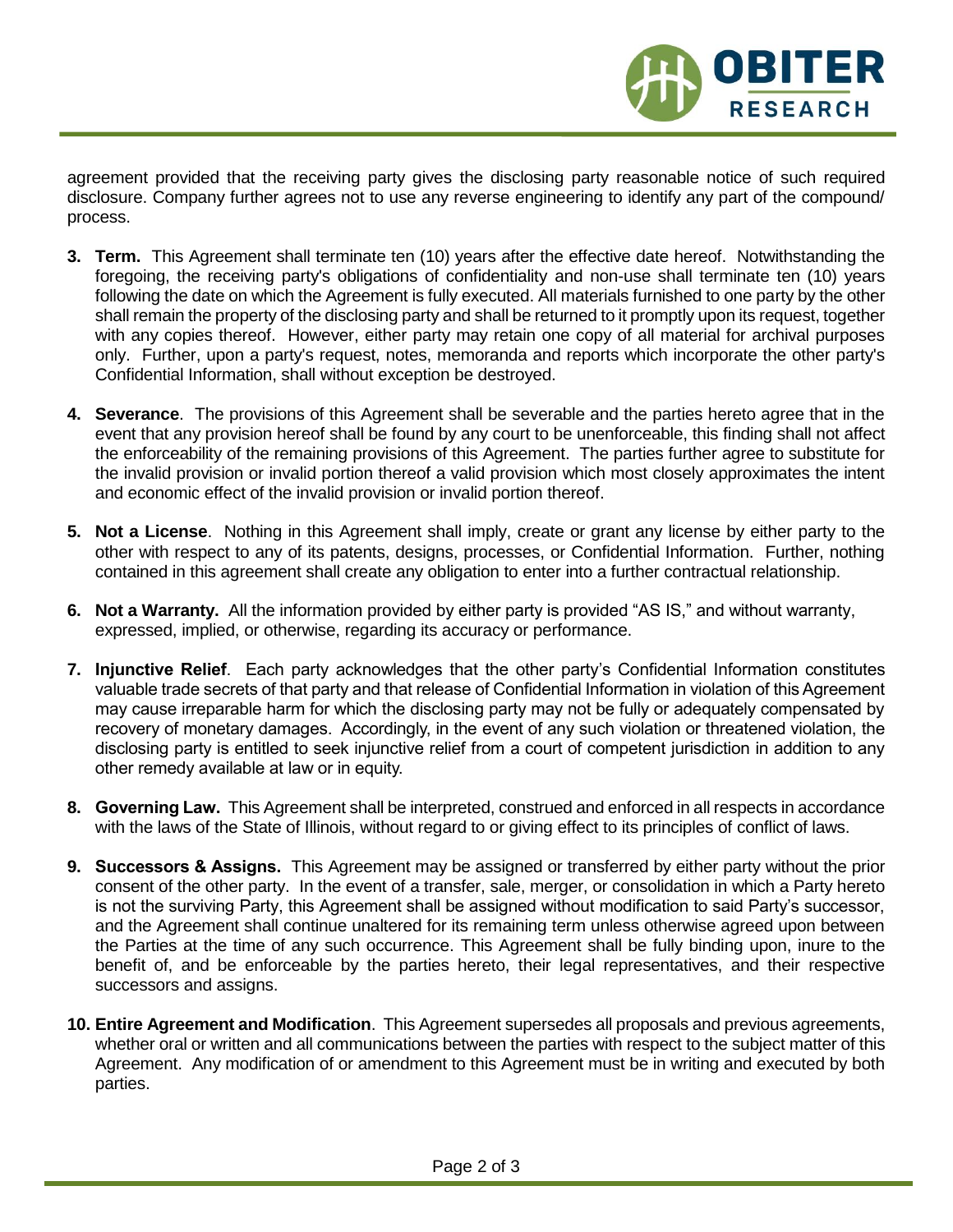agreement provided that the receiving party gives the disclosing party reasonable notice of such required disclosure. Company further agrees not to use any reverse engineering to identify any part of the compound/ process.

3. **Term.** This Agreement shall terminate ten (10) years after the effective date hereof. Notwithstanding the foregoing, the receiving party's obligations of confidentiality and non-use shall terminate ten (10) years following the date on which the Agreement is fully executed. All materials furnished to one party by the other shall remain the property of the disclosing party and shall be returned to it promptly upon its request, together with any copies thereof. However, either party may retain one copy of all material for archival purposes only. Further, upon a party's request, notes, memoranda and reports which incorporate the other party's Confidential Information, shall without exception be destroyed.

4. **Severance**. The provisions of this Agreement shall be severable and the parties hereto agree that in the event that any provision hereof shall be found by any court to be unenforceable, this finding shall not affect the enforceability of the remaining provisions of this Agreement. The parties further agree to substitute for the invalid provision or invalid portion thereof a valid provision which most closely approximates the intent and economic effect of the invalid provision or invalid portion thereof.

5. **Not a License**. Nothing in this Agreement shall imply, create or grant any license by either party to the other with respect to any of its patents, designs, processes, or Confidential Information. Further, nothing contained in this agreement shall create any obligation to enter into a further contractual relationship.

6. **Not a Warranty.** All the information provided by either party is provided "AS IS," and without warranty, expressed, implied, or otherwise, regarding its accuracy or performance.

7. **Injunctive Relief**. Each party acknowledges that the other party's Confidential Information constitutes valuable trade secrets of that party and that release of Confidential Information in violation of this Agreement may cause irreparable harm for which the disclosing party may not be fully or adequately compensated by recovery of monetary damages. Accordingly, in the event of any such violation or threatened violation, the disclosing party is entitled to seek injunctive relief from a court of competent jurisdiction in addition to any other remedy available at law or in equity.

8. **Governing Law.** This Agreement shall be interpreted, construed and enforced in all respects in accordance with the laws of the State of Illinois, without regard to or giving effect to its principles of conflict of laws.

9. **Successors & Assigns.** This Agreement may be assigned or transferred by either party without the prior consent of the other party. In the event of a transfer, sale, merger, or consolidation in which a Party hereto is not the surviving Party, this Agreement shall be assigned without modification to said Party's successor, and the Agreement shall continue unaltered for its remaining term unless otherwise agreed upon between the Parties at the time of any such occurrence. This Agreement shall be fully binding upon, inure to the benefit of, and be enforceable by the parties hereto, their legal representatives, and their respective successors and assigns.

10. **Entire Agreement and Modification**. This Agreement supersedes all proposals and previous agreements, whether oral or written and all communications between the parties with respect to the subject matter of this Agreement. Any modification of or amendment to this Agreement must be in writing and executed by both parties.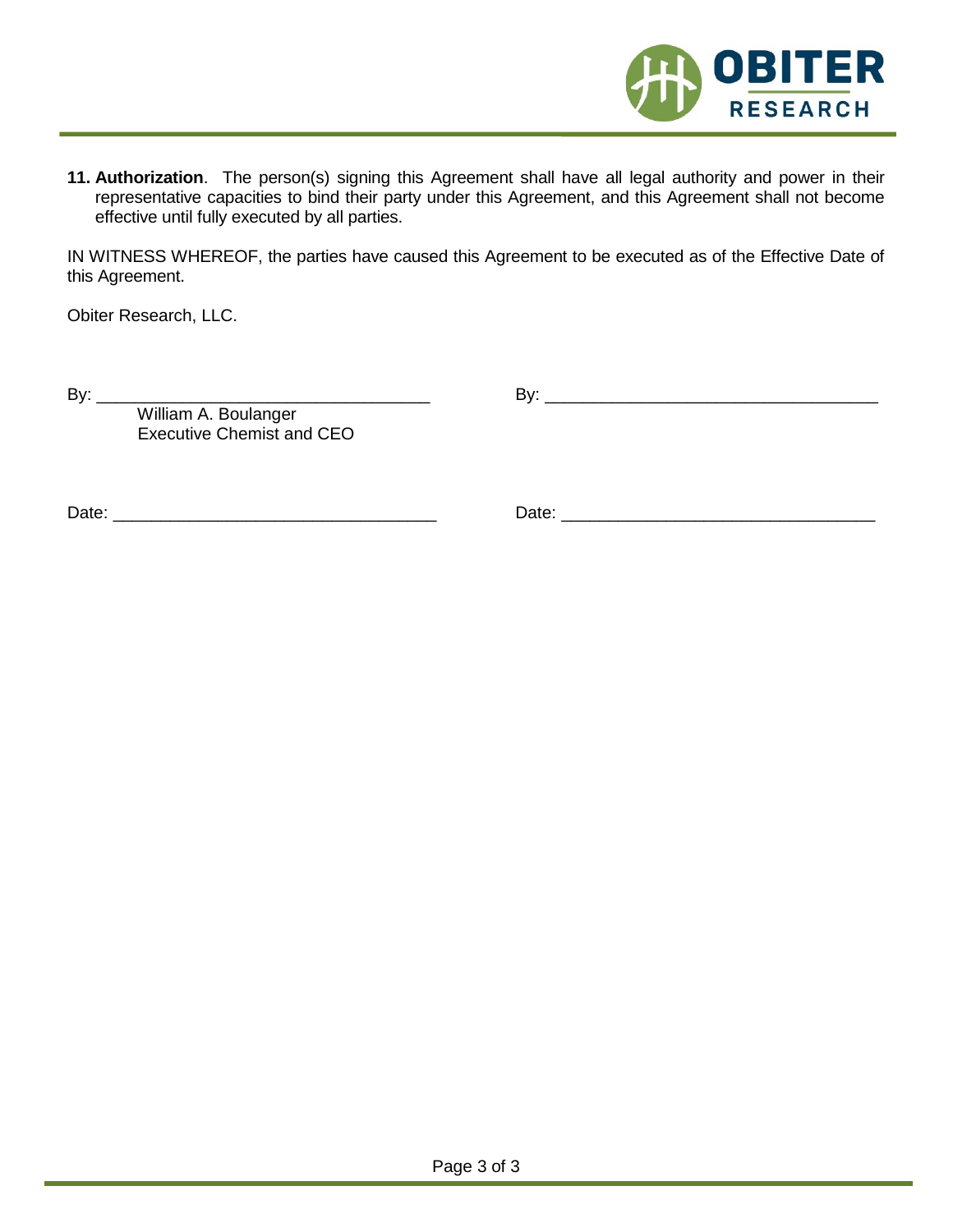**11. Authorization**. The person(s) signing this Agreement shall have all legal authority and power in their representative capacities to bind their party under this Agreement, and this Agreement shall not become effective until fully executed by all parties.

IN WITNESS WHEREOF, the parties have caused this Agreement to be executed as of the Effective Date of this Agreement.

Obiter Research, LLC.

By: ___________________________________
William A. Boulanger
Executive Chemist and CEO

By: ___________________________________

Date: _________________________________

Date: _________________________________